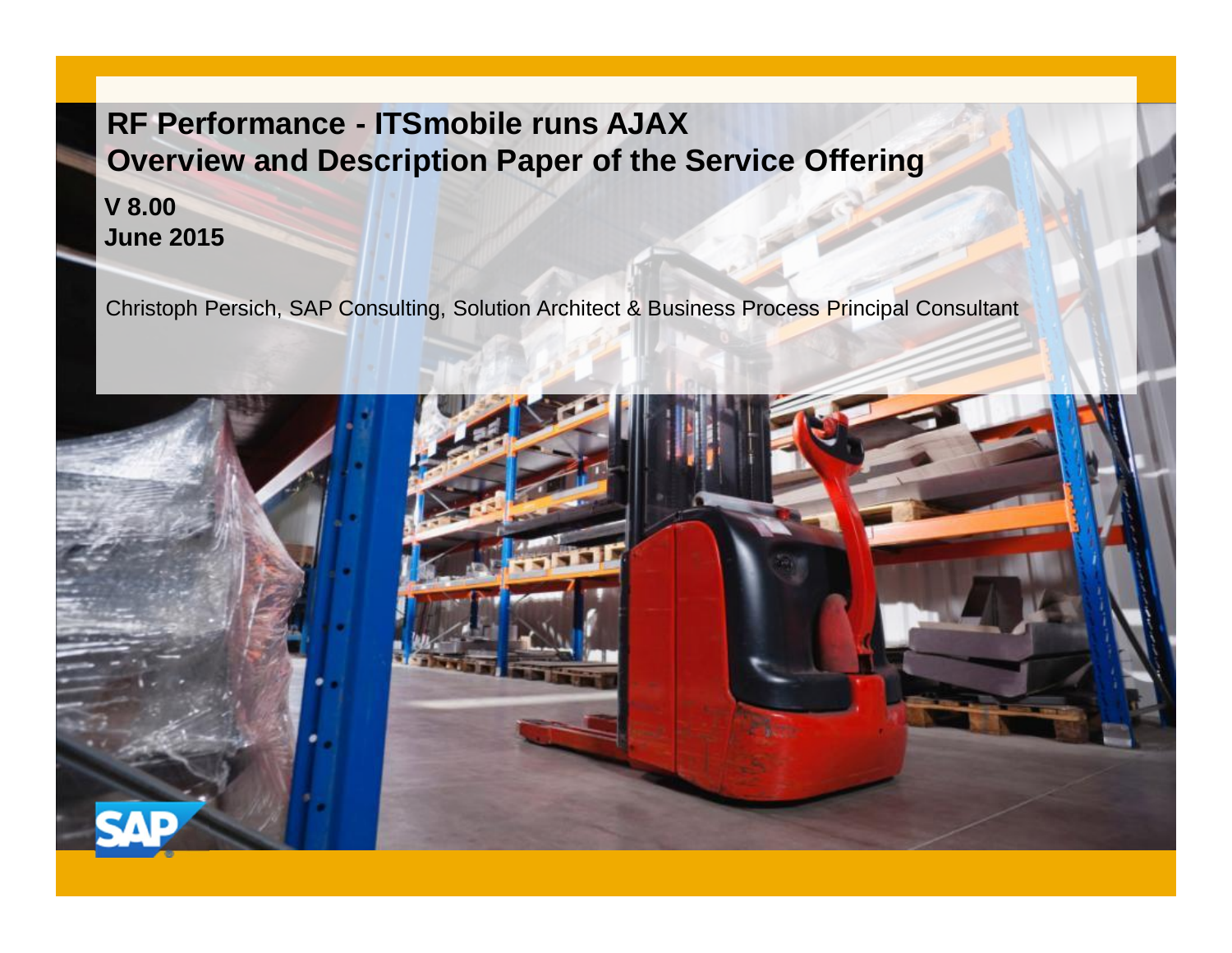# RF Performance - ITSmobile runs AJAX
# Overview and Description Paper of the Service Offering

**V 8.00**
**June 2015**

Christoph Persich, SAP Consulting, Solution Architect & Business Process Principal Consultant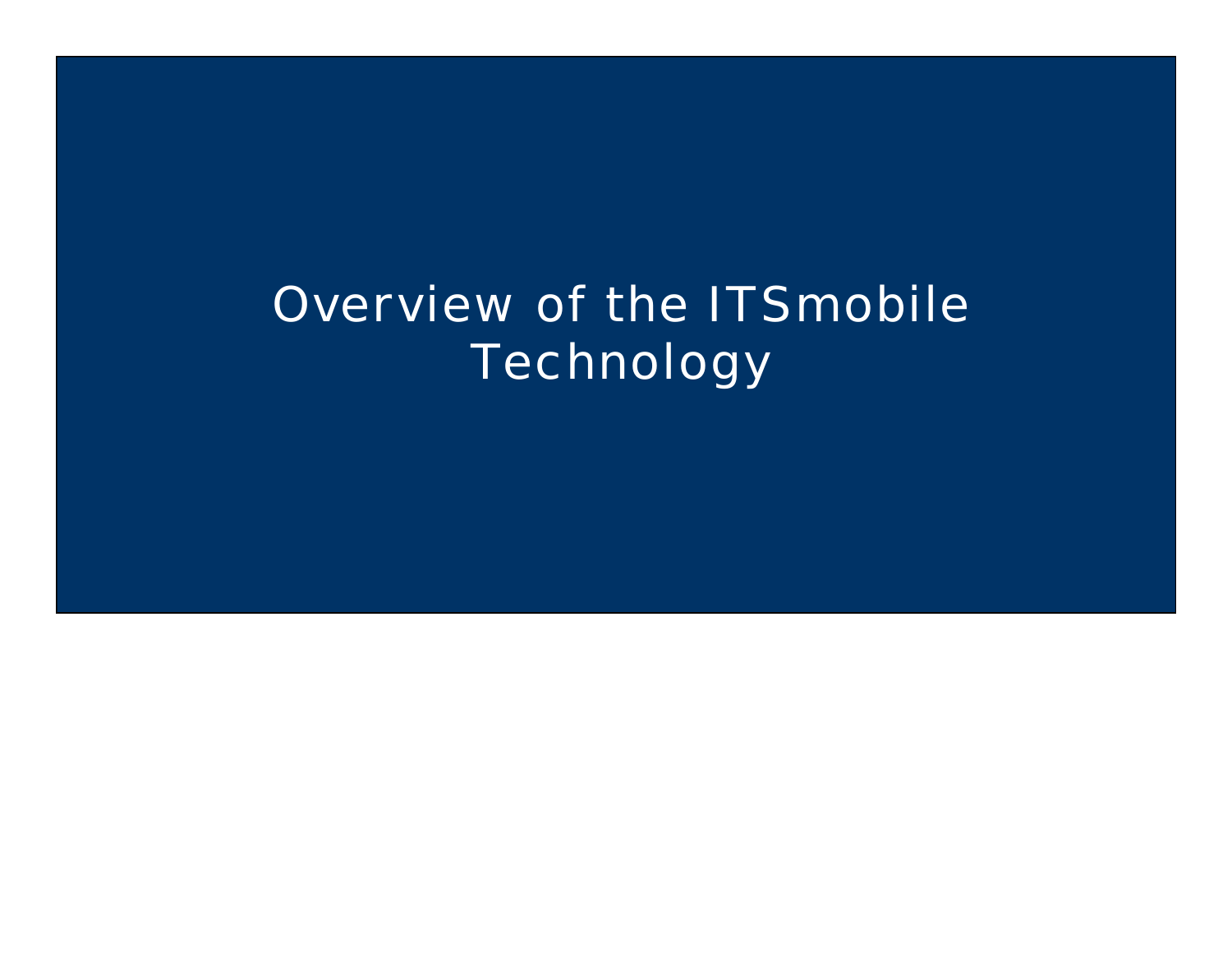# Overview of the ITSmobile Technology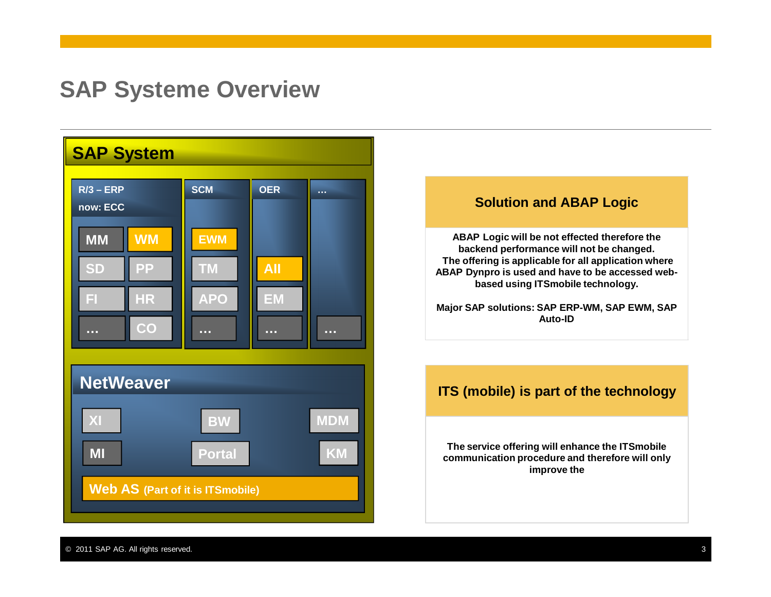# SAP Systeme Overview

**SAP System**

| R/3 – ERP now: ECC | | SCM | OER | … |
|---|---|---|---|---|
| MM | WM | EWM | | |
| SD | PP | TM | All | |
| FI | HR | APO | EM | |
| … | CO | … | … | … |

**NetWeaver**

XI, BW, MDM

MI, Portal, KM

Web AS (Part of it is ITSmobile)

## Solution and ABAP Logic

ABAP Logic will be not effected therefore the backend performance will not be changed. The offering is applicable for all application where ABAP Dynpro is used and have to be accessed web-based using ITSmobile technology.

Major SAP solutions: SAP ERP-WM, SAP EWM, SAP Auto-ID

## ITS (mobile) is part of the technology

The service offering will enhance the ITSmobile communication procedure and therefore will only improve the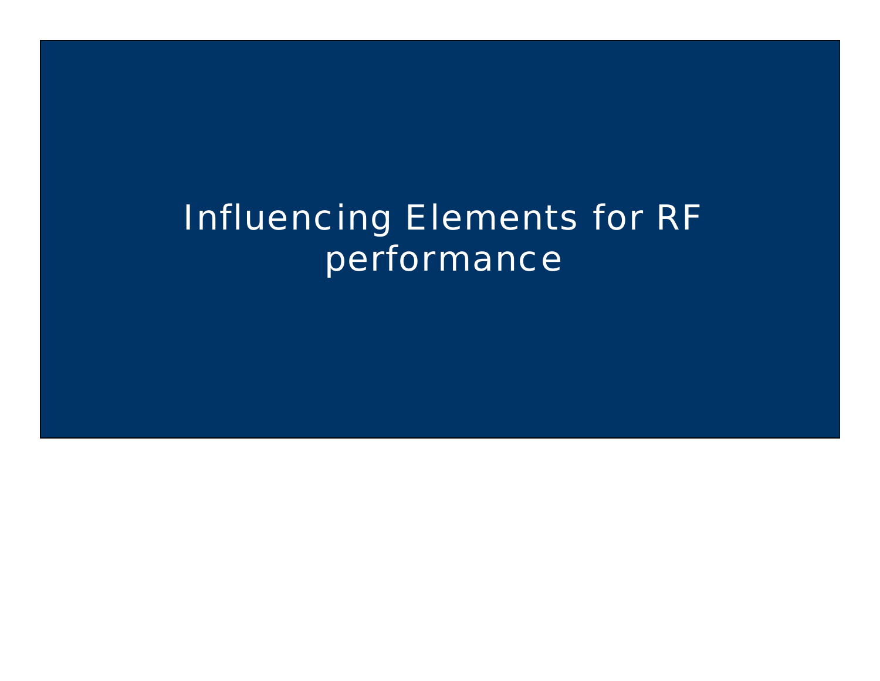# Influencing Elements for RF performance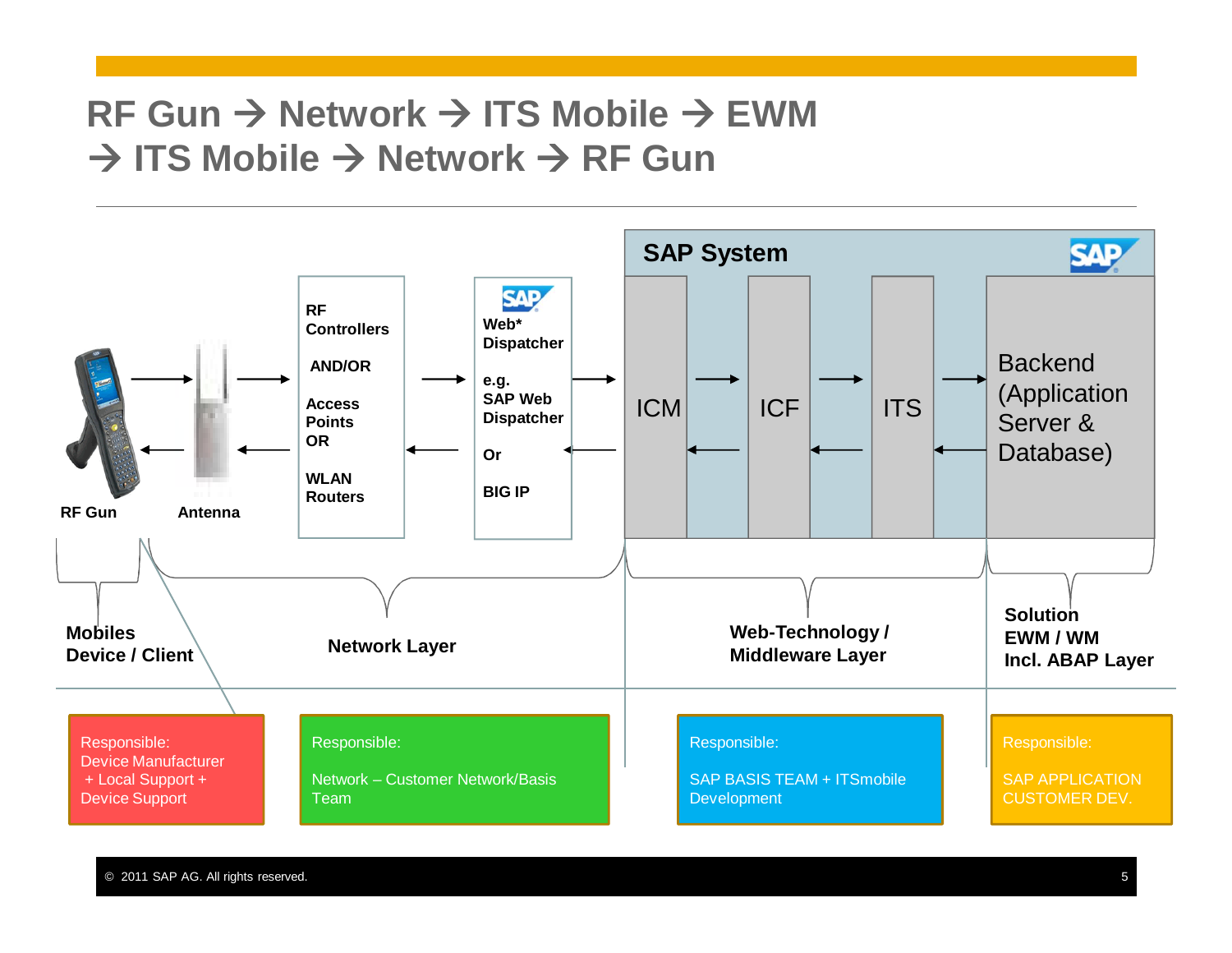# RF Gun → Network → ITS Mobile → EWM → ITS Mobile → Network → RF Gun

**SAP System**

RF Gun | Antenna | RF Controllers AND/OR Access Points OR WLAN Routers | Web* Dispatcher e.g. SAP Web Dispatcher Or BIG IP | ICM | ICF | ITS | Backend (Application Server & Database)

**Mobiles Device / Client**

**Network Layer**

**Web-Technology / Middleware Layer**

**Solution EWM / WM Incl. ABAP Layer**

| Mobiles Device / Client | Network Layer | Web-Technology / Middleware Layer | Solution EWM / WM Incl. ABAP Layer |
|---|---|---|---|
| Responsible: Device Manufacturer + Local Support + Device Support | Responsible: Network – Customer Network/Basis Team | Responsible: SAP BASIS TEAM + ITSmobile Development | Responsible: SAP APPLICATION CUSTOMER DEV. |

© 2011 SAP AG. All rights reserved.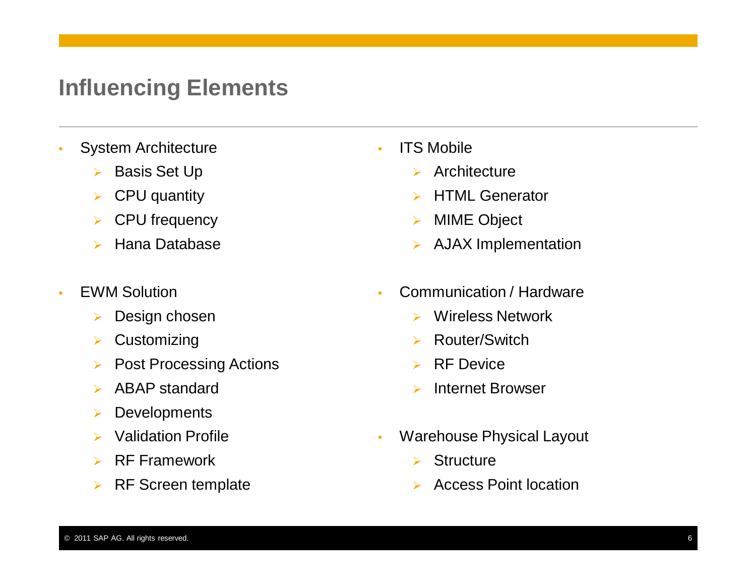# Influencing Elements

- System Architecture
  - Basis Set Up
  - CPU quantity
  - CPU frequency
  - Hana Database

- EWM Solution
  - Design chosen
  - Customizing
  - Post Processing Actions
  - ABAP standard
  - Developments
  - Validation Profile
  - RF Framework
  - RF Screen template

- ITS Mobile
  - Architecture
  - HTML Generator
  - MIME Object
  - AJAX Implementation

- Communication / Hardware
  - Wireless Network
  - Router/Switch
  - RF Device
  - Internet Browser

- Warehouse Physical Layout
  - Structure
  - Access Point location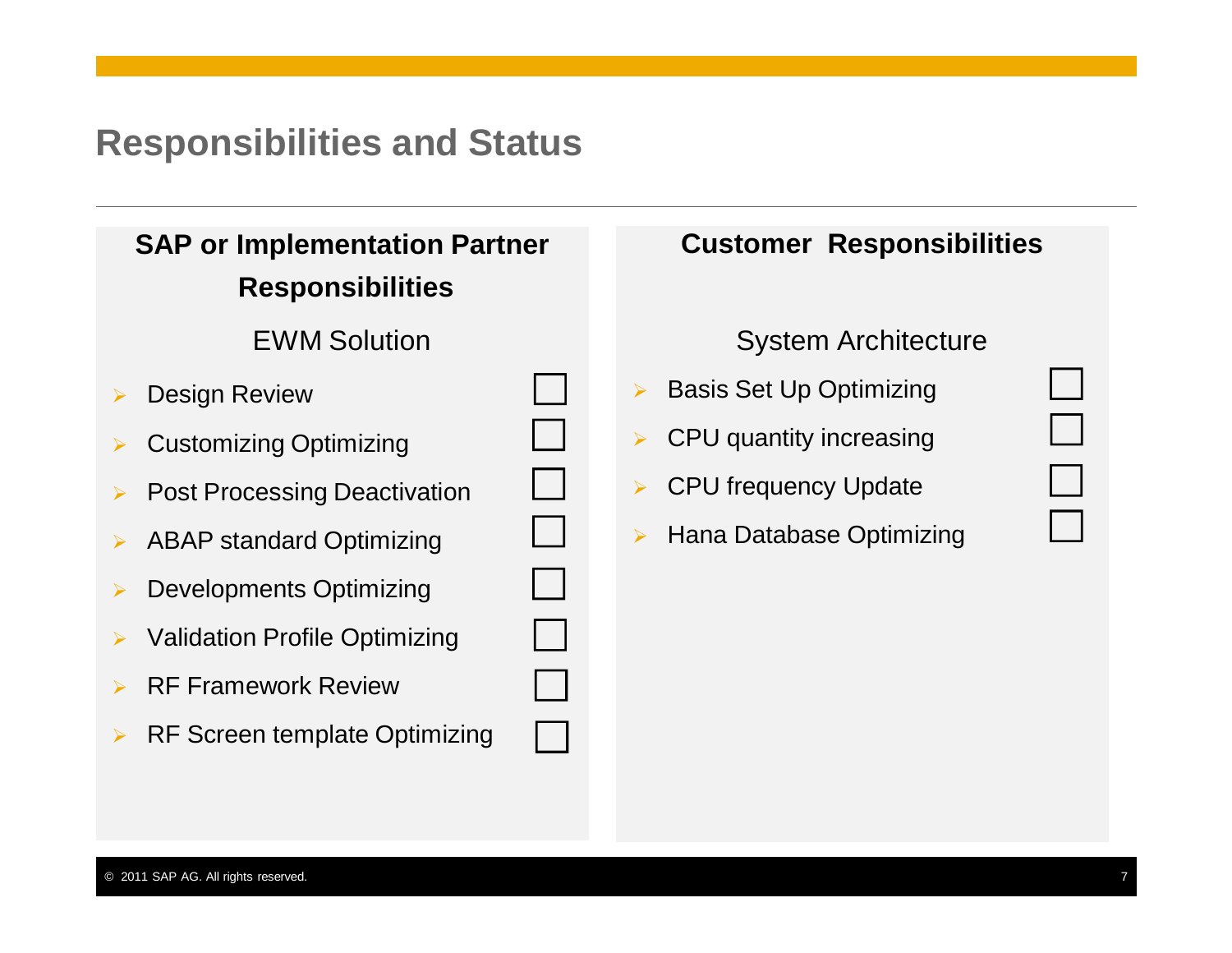# Responsibilities and Status

## SAP or Implementation Partner Responsibilities

### EWM Solution

- Design Review ☐
- Customizing Optimizing ☐
- Post Processing Deactivation ☐
- ABAP standard Optimizing ☐
- Developments Optimizing ☐
- Validation Profile Optimizing ☐
- RF Framework Review ☐
- RF Screen template Optimizing ☐

## Customer Responsibilities

### System Architecture

- Basis Set Up Optimizing ☐
- CPU quantity increasing ☐
- CPU frequency Update ☐
- Hana Database Optimizing ☐

© 2011 SAP AG. All rights reserved.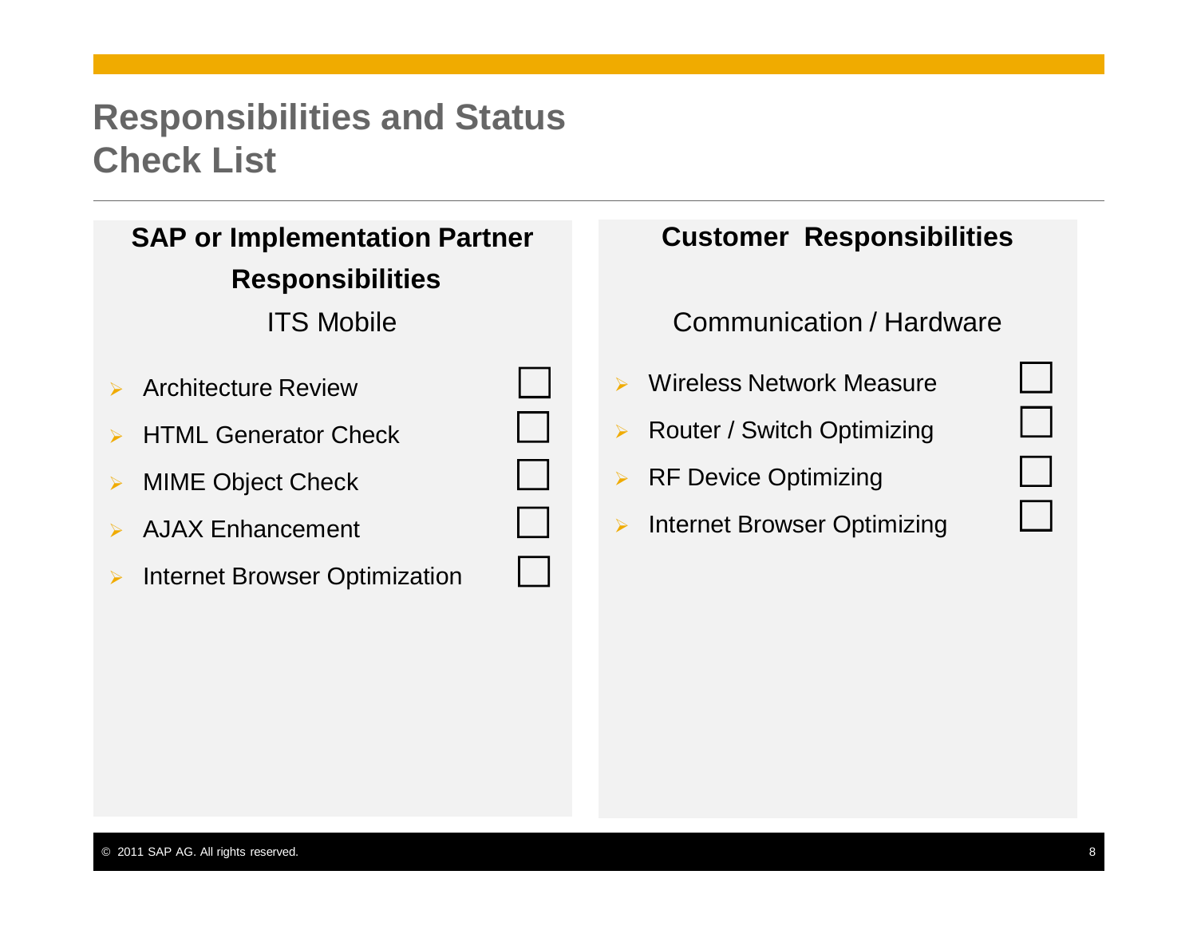# Responsibilities and Status Check List

## SAP or Implementation Partner Responsibilities

### ITS Mobile

- Architecture Review ☐
- HTML Generator Check ☐
- MIME Object Check ☐
- AJAX Enhancement ☐
- Internet Browser Optimization ☐

## Customer Responsibilities

### Communication / Hardware

- Wireless Network Measure ☐
- Router / Switch Optimizing ☐
- RF Device Optimizing ☐
- Internet Browser Optimizing ☐

© 2011 SAP AG. All rights reserved.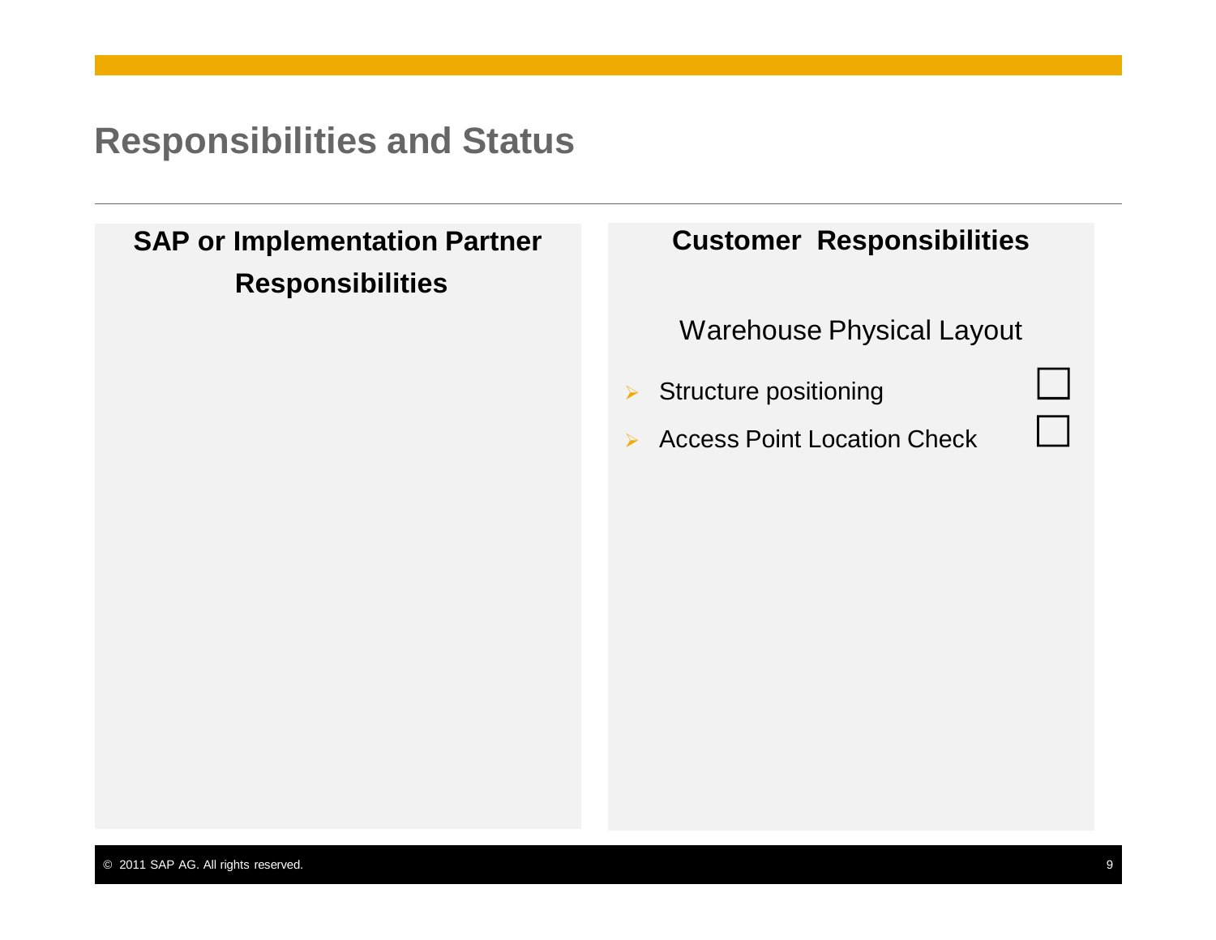# Responsibilities and Status

## SAP or Implementation Partner Responsibilities

## Customer Responsibilities

Warehouse Physical Layout

- Structure positioning ☐
- Access Point Location Check ☐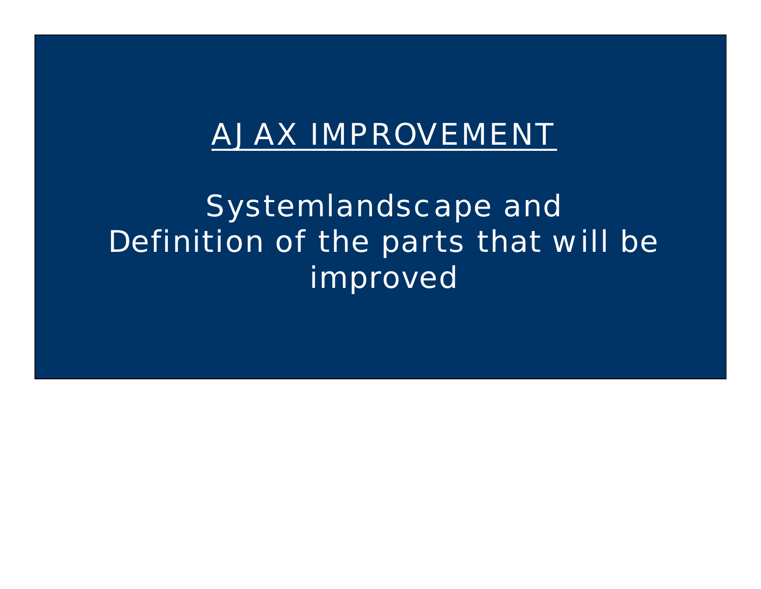# AJAX IMPROVEMENT

## Systemlandscape and Definition of the parts that will be improved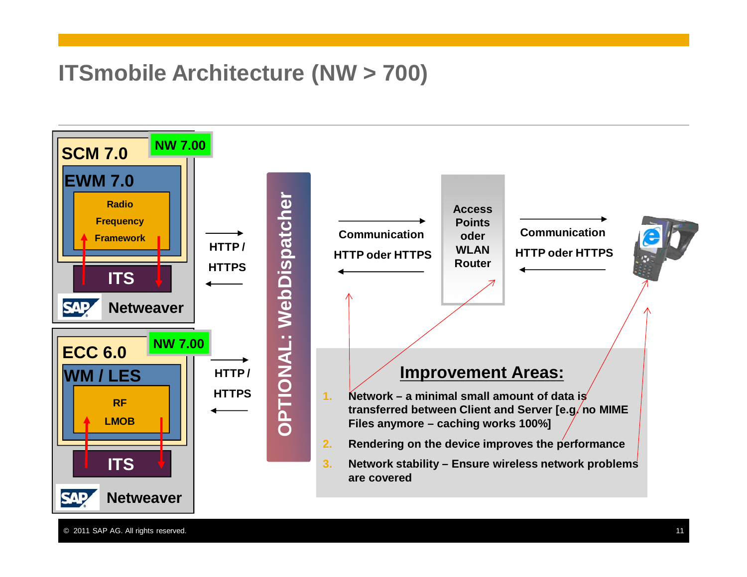# ITSmobile Architecture (NW > 700)

SCM 7.0 — NW 7.00

EWM 7.0

Radio Frequency Framework

ITS

SAP Netweaver

ECC 6.0 — NW 7.00

WM / LES

RF LMOB

ITS

SAP Netweaver

HTTP / HTTPS

HTTP / HTTPS

OPTIONAL: WebDispatcher

Communication HTTP oder HTTPS

Access Points oder WLAN Router

Communication HTTP oder HTTPS

## Improvement Areas:

1. Network – a minimal small amount of data is transferred between Client and Server [e.g. no MIME Files anymore – caching works 100%]
2. Rendering on the device improves the performance
3. Network stability – Ensure wireless network problems are covered

© 2011 SAP AG. All rights reserved.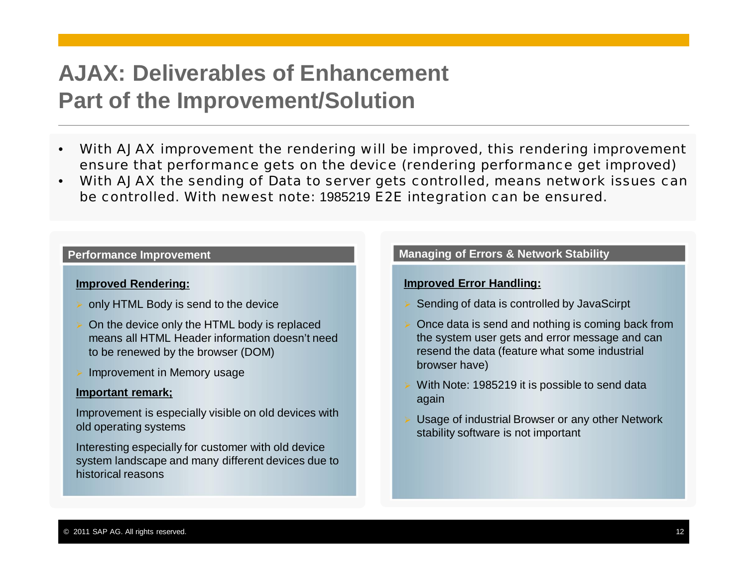# AJAX: Deliverables of Enhancement Part of the Improvement/Solution

- With AJAX improvement the rendering will be improved, this rendering improvement ensure that performance gets on the device (rendering performance get improved)
- With AJAX the sending of Data to server gets controlled, means network issues can be controlled. With newest note: 1985219 E2E integration can be ensured.

## Performance Improvement

**Improved Rendering:**

- only HTML Body is send to the device
- On the device only the HTML body is replaced means all HTML Header information doesn't need to be renewed by the browser (DOM)
- Improvement in Memory usage

**Important remark;**

Improvement is especially visible on old devices with old operating systems

Interesting especially for customer with old device system landscape and many different devices due to historical reasons

## Managing of Errors & Network Stability

**Improved Error Handling:**

- Sending of data is controlled by JavaScirpt
- Once data is send and nothing is coming back from the system user gets and error message and can resend the data (feature what some industrial browser have)
- With Note: 1985219 it is possible to send data again
- Usage of industrial Browser or any other Network stability software is not important

© 2011 SAP AG. All rights reserved.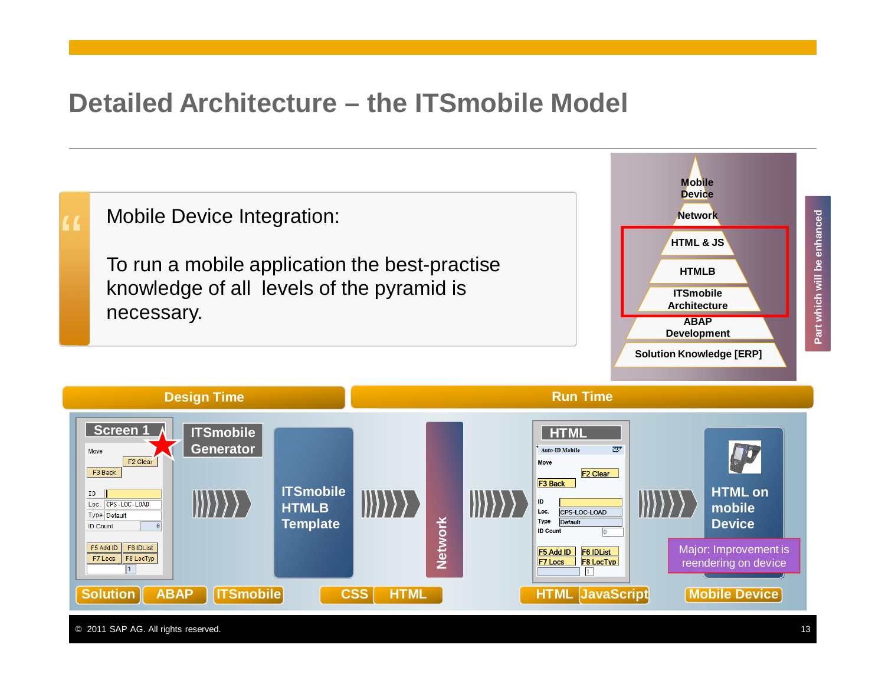# Detailed Architecture – the ITSmobile Model

Mobile Device Integration:

To run a mobile application the best-practise knowledge of all levels of the pyramid is necessary.

- Mobile Device
- Network
- HTML & JS
- HTMLB
- ITSmobile Architecture
- ABAP Development
- Solution Knowledge [ERP]

Part which will be enhanced

**Design Time** | **Run Time**

Screen 1 → ITSmobile Generator → ITSmobile HTMLB Template → Network → HTML → HTML on mobile Device

Major: Improvement is reendering on device

Solution | ABAP | ITSmobile | CSS | HTML | HTML | JavaScript | Mobile Device

© 2011 SAP AG. All rights reserved.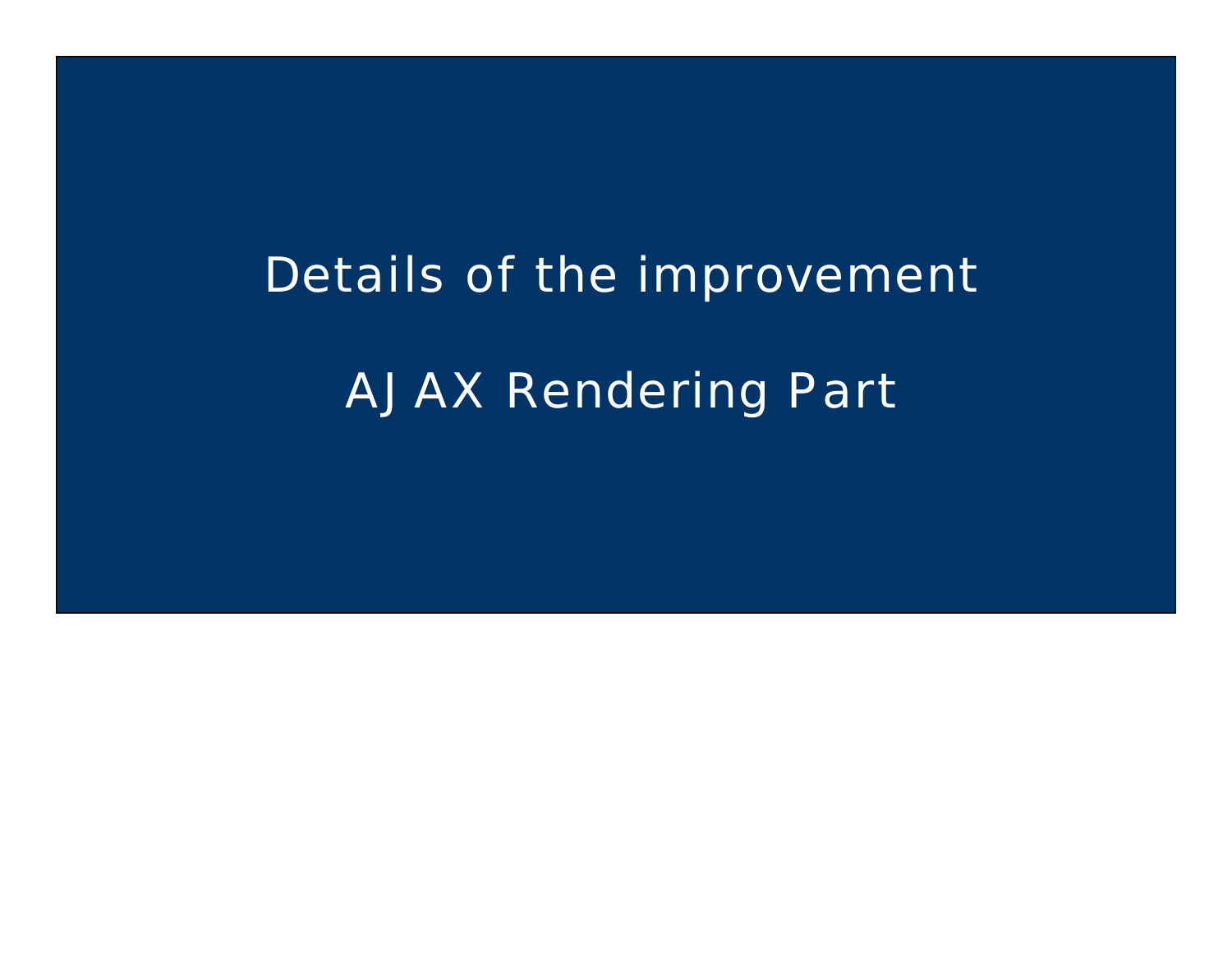# Details of the improvement

# AJAX Rendering Part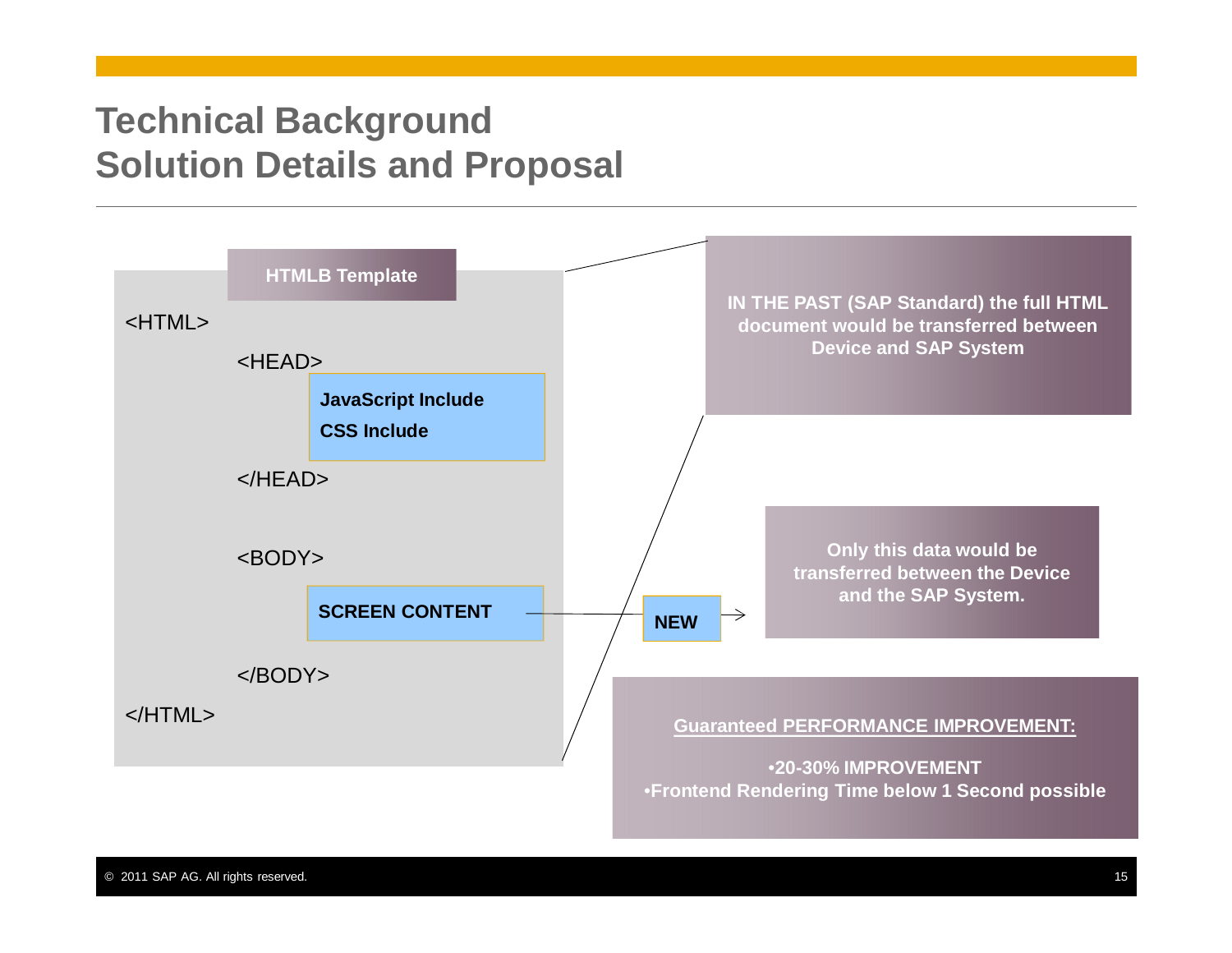# Technical Background
# Solution Details and Proposal

**HTMLB Template**

```
<HTML>
    <HEAD>
        JavaScript Include
        CSS Include
    </HEAD>

    <BODY>
        SCREEN CONTENT
    </BODY>
</HTML>
```

**IN THE PAST (SAP Standard) the full HTML document would be transferred between Device and SAP System**

**NEW** → **Only this data would be transferred between the Device and the SAP System.**

**Guaranteed PERFORMANCE IMPROVEMENT:**

- **20-30% IMPROVEMENT**
- **Frontend Rendering Time below 1 Second possible**

© 2011 SAP AG. All rights reserved.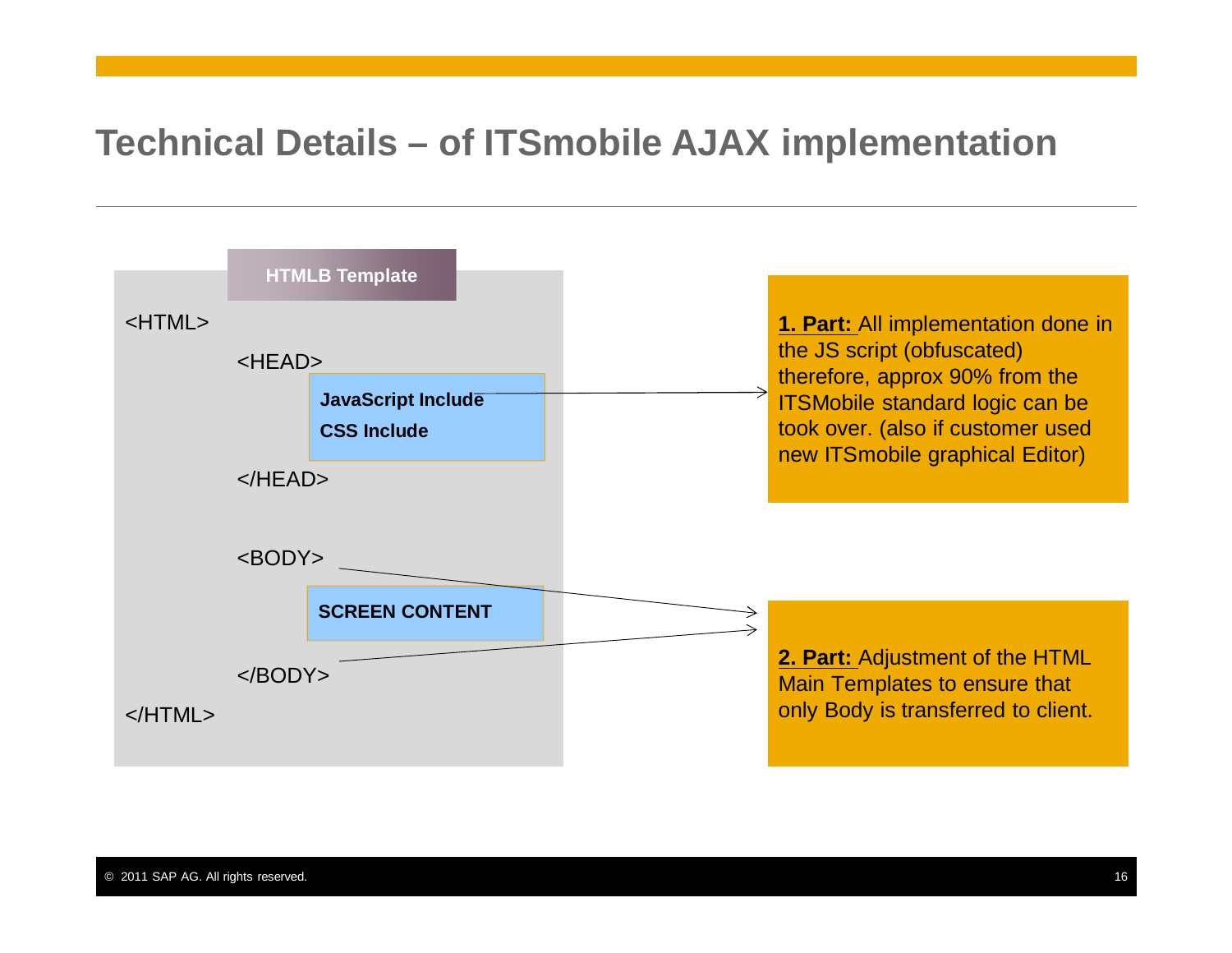# Technical Details – of ITSmobile AJAX implementation

**HTMLB Template**

```
<HTML>
    <HEAD>
        JavaScript Include
        CSS Include
    </HEAD>

    <BODY>
        SCREEN CONTENT
    </BODY>
</HTML>
```

**1. Part:** All implementation done in the JS script (obfuscated) therefore, approx 90% from the ITSMobile standard logic can be took over. (also if customer used new ITSmobile graphical Editor)

**2. Part:** Adjustment of the HTML Main Templates to ensure that only Body is transferred to client.

© 2011 SAP AG. All rights reserved.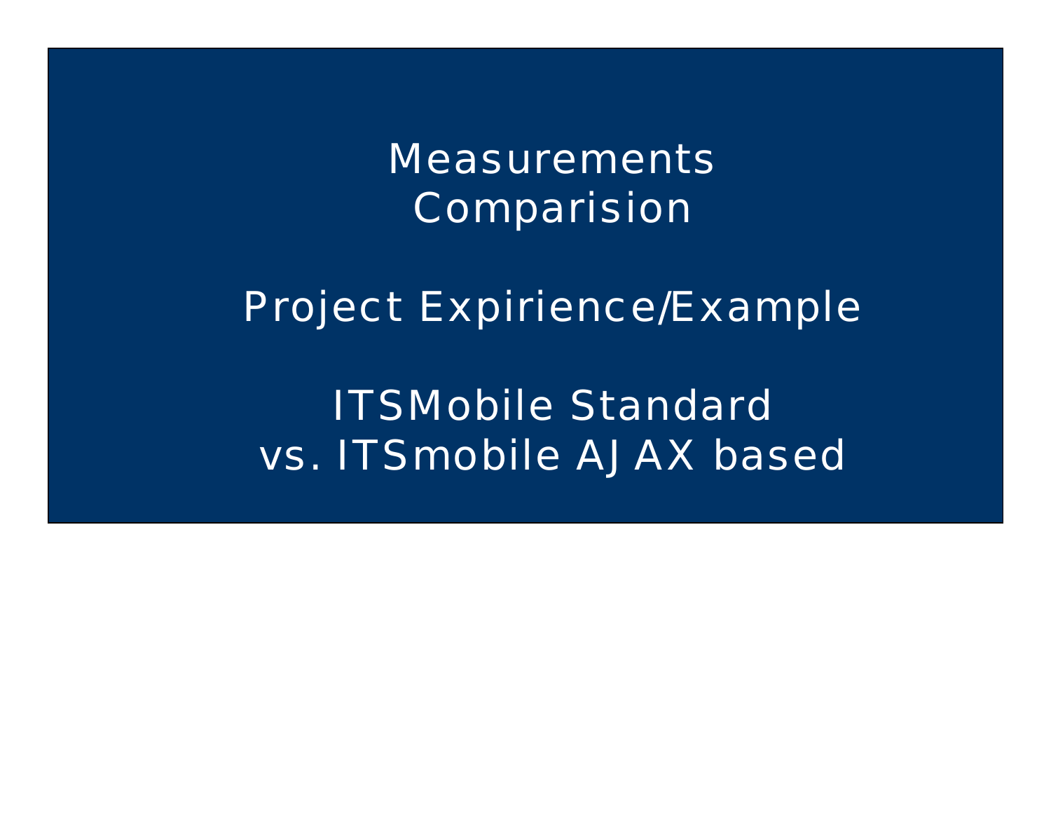# Measurements Comparision

## Project Expirience/Example

## ITSMobile Standard vs. ITSmobile AJAX based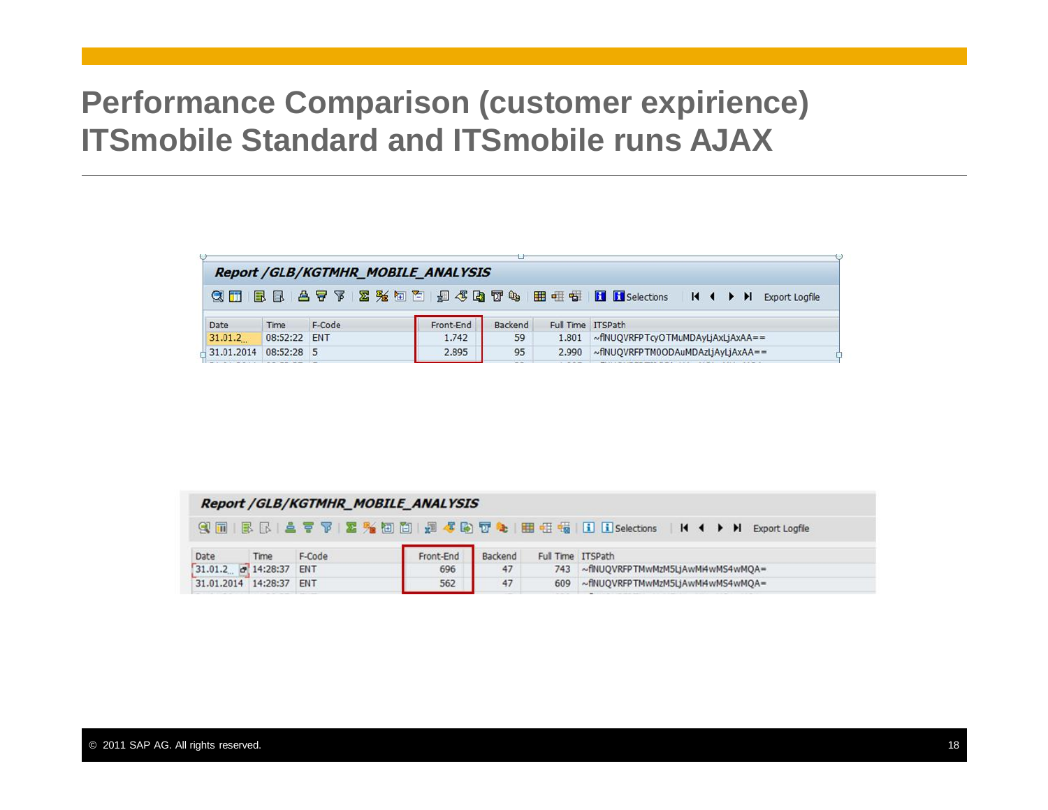# Performance Comparison (customer expirience) ITSmobile Standard and ITSmobile runs AJAX

**Report /GLB/KGTMHR_MOBILE_ANALYSIS**

Selections | Export Logfile

| Date | Time | F-Code | Front-End | Backend | Full Time | ITSPath |
|---|---|---|---|---|---|---|
| 31.01.2... | 08:52:22 | ENT | 1.742 | 59 | 1.801 | ~fINUQVRFPTcyOTMuMDAyLjAxLjAxAA== |
| 31.01.2014 | 08:52:28 | 5 | 2.895 | 95 | 2.990 | ~fINUQVRFPTM0ODAuMDAzLjAyLjAxAA== |

**Report /GLB/KGTMHR_MOBILE_ANALYSIS**

Selections | Export Logfile

| Date | Time | F-Code | Front-End | Backend | Full Time | ITSPath |
|---|---|---|---|---|---|---|
| 31.01.2... | 14:28:37 | ENT | 696 | 47 | 743 | ~fINUQVRFPTMwMzM5LjAwMi4wMS4wMQA= |
| 31.01.2014 | 14:28:37 | ENT | 562 | 47 | 609 | ~fINUQVRFPTMwMzM5LjAwMi4wMS4wMQA= |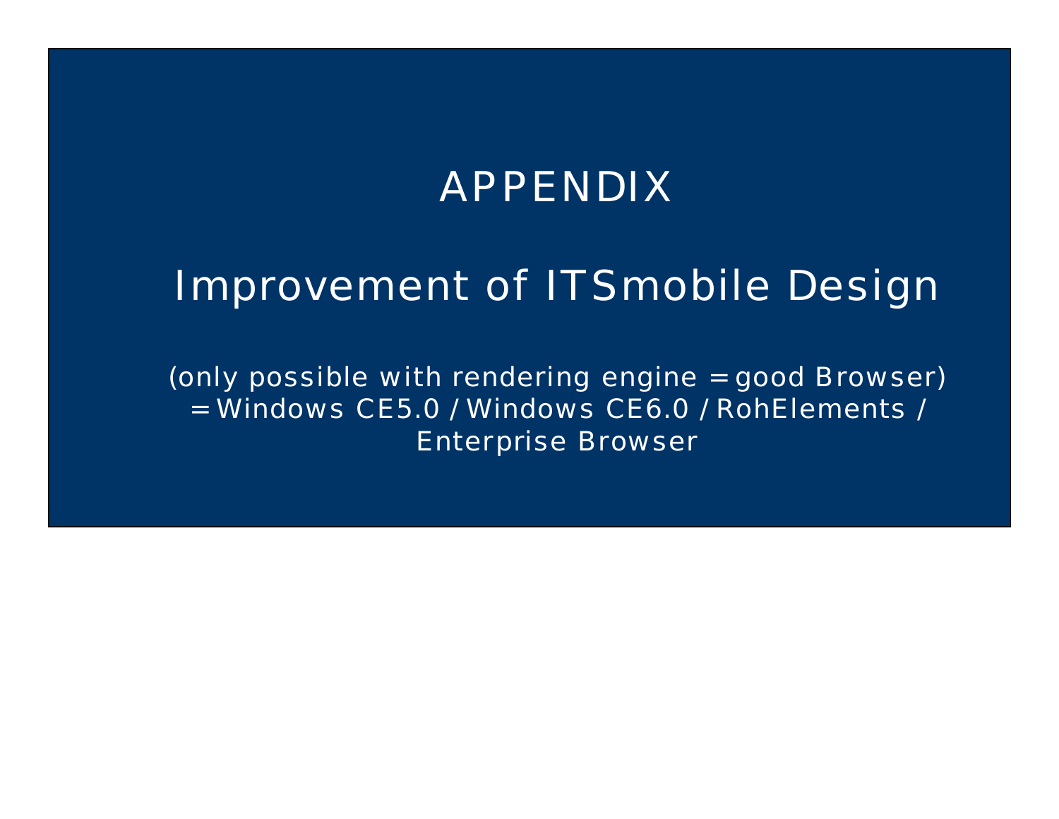# APPENDIX

## Improvement of ITSmobile Design

(only possible with rendering engine = good Browser)
= Windows CE5.0 / Windows CE6.0 / RohElements /
Enterprise Browser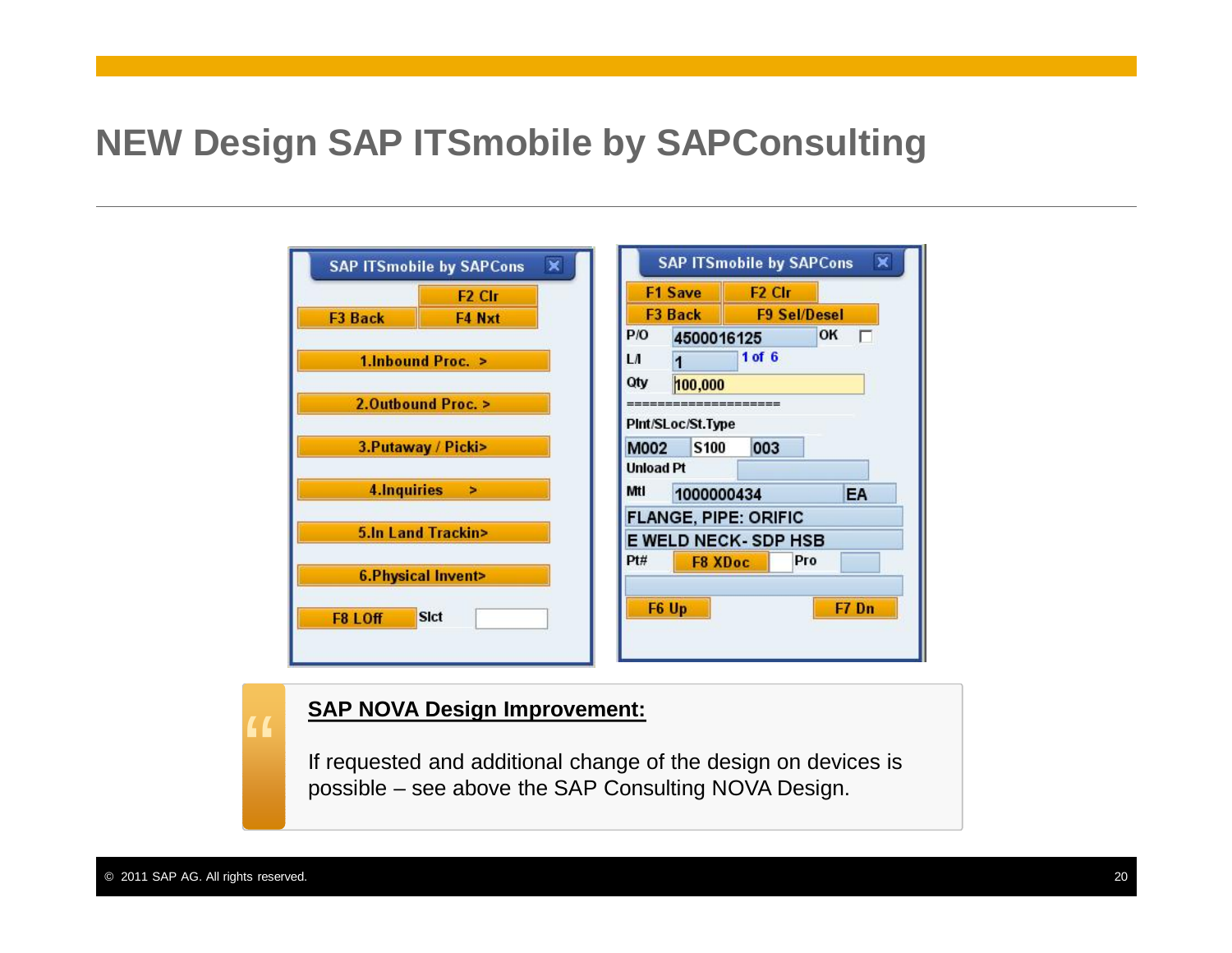# NEW Design SAP ITSmobile by SAPConsulting

SAP ITSmobile by SAPCons

F2 Clr
F3 Back | F4 Nxt

1.Inbound Proc. >

2.Outbound Proc. >

3.Putaway / Picki>

4.Inquiries >

5.In Land Trackin>

6.Physical Invent>

F8 LOff | Slct

SAP ITSmobile by SAPCons

F1 Save | F2 Clr
F3 Back | F9 Sel/Desel

P/O 4500016125 OK
L/I 1 1 of 6
Qty 100,000
====================
Plnt/SLoc/St.Type
M002 S100 003
Unload Pt
Mtl 1000000434 EA
FLANGE, PIPE: ORIFIC
E WELD NECK- SDP HSB
Pt# F8 XDoc Pro

F6 Up | F7 Dn

**SAP NOVA Design Improvement:**

If requested and additional change of the design on devices is possible – see above the SAP Consulting NOVA Design.

© 2011 SAP AG. All rights reserved.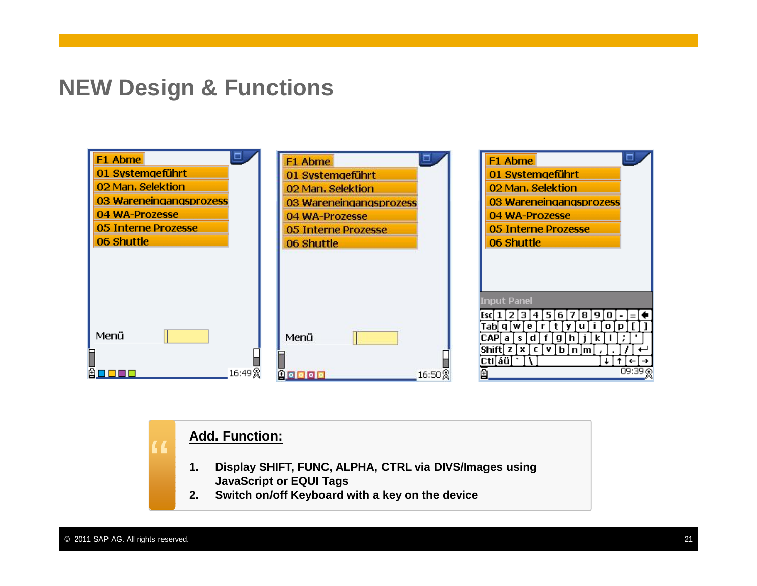# NEW Design & Functions

F1 Abme
01 Systemgeführt
02 Man. Selektion
03 Wareneingangsprozess
04 WA-Prozesse
05 Interne Prozesse
06 Shuttle

Menü

16:49

F1 Abme
01 Systemgeführt
02 Man. Selektion
03 Wareneingangsprozess
04 WA-Prozesse
05 Interne Prozesse
06 Shuttle

Menü

16:50

F1 Abme
01 Systemgeführt
02 Man. Selektion
03 Wareneingangsprozess
04 WA-Prozesse
05 Interne Prozesse
06 Shuttle

Input Panel

09:39

**Add. Function:**

1. **Display SHIFT, FUNC, ALPHA, CTRL via DIVS/Images using JavaScript or EQUI Tags**
2. **Switch on/off Keyboard with a key on the device**

© 2011 SAP AG. All rights reserved.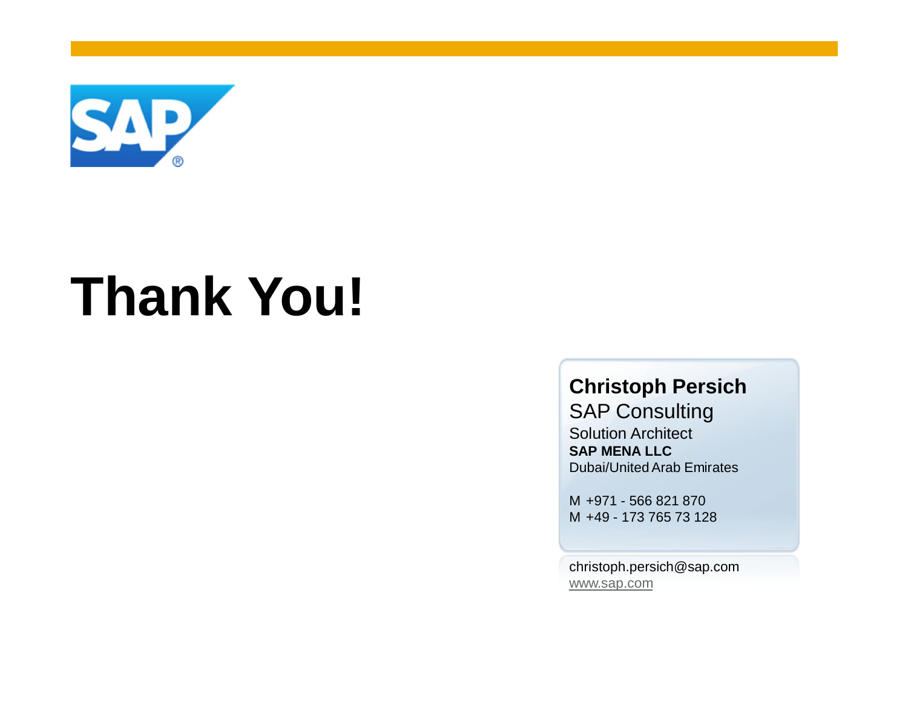# Thank You!

**Christoph Persich**
SAP Consulting
Solution Architect
**SAP MENA LLC**
Dubai/United Arab Emirates

M +971 - 566 821 870
M +49 - 173 765 73 128

christoph.persich@sap.com
www.sap.com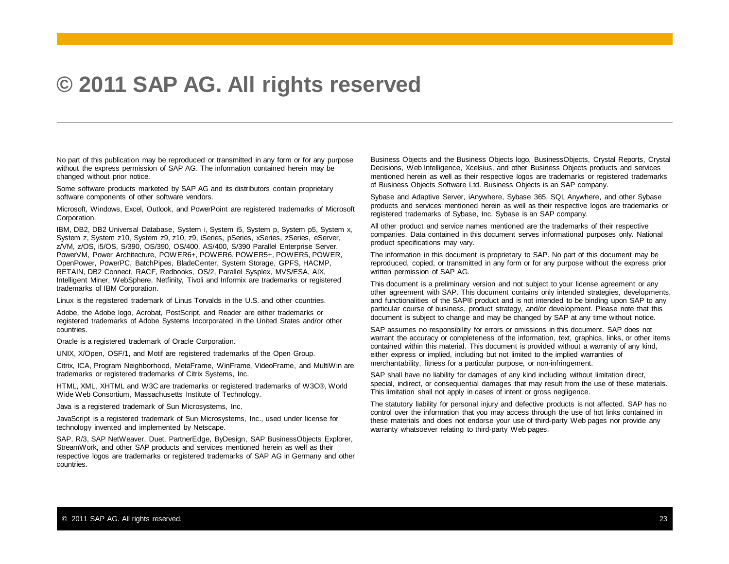# © 2011 SAP AG. All rights reserved

No part of this publication may be reproduced or transmitted in any form or for any purpose without the express permission of SAP AG. The information contained herein may be changed without prior notice.

Some software products marketed by SAP AG and its distributors contain proprietary software components of other software vendors.

Microsoft, Windows, Excel, Outlook, and PowerPoint are registered trademarks of Microsoft Corporation.

IBM, DB2, DB2 Universal Database, System i, System i5, System p, System p5, System x, System z, System z10, System z9, z10, z9, iSeries, pSeries, xSeries, zSeries, eServer, z/VM, z/OS, i5/OS, S/390, OS/390, OS/400, AS/400, S/390 Parallel Enterprise Server, PowerVM, Power Architecture, POWER6+, POWER6, POWER5+, POWER5, POWER, OpenPower, PowerPC, BatchPipes, BladeCenter, System Storage, GPFS, HACMP, RETAIN, DB2 Connect, RACF, Redbooks, OS/2, Parallel Sysplex, MVS/ESA, AIX, Intelligent Miner, WebSphere, Netfinity, Tivoli and Informix are trademarks or registered trademarks of IBM Corporation.

Linux is the registered trademark of Linus Torvalds in the U.S. and other countries.

Adobe, the Adobe logo, Acrobat, PostScript, and Reader are either trademarks or registered trademarks of Adobe Systems Incorporated in the United States and/or other countries.

Oracle is a registered trademark of Oracle Corporation.

UNIX, X/Open, OSF/1, and Motif are registered trademarks of the Open Group.

Citrix, ICA, Program Neighborhood, MetaFrame, WinFrame, VideoFrame, and MultiWin are trademarks or registered trademarks of Citrix Systems, Inc.

HTML, XML, XHTML and W3C are trademarks or registered trademarks of W3C®, World Wide Web Consortium, Massachusetts Institute of Technology.

Java is a registered trademark of Sun Microsystems, Inc.

JavaScript is a registered trademark of Sun Microsystems, Inc., used under license for technology invented and implemented by Netscape.

SAP, R/3, SAP NetWeaver, Duet, PartnerEdge, ByDesign, SAP BusinessObjects Explorer, StreamWork, and other SAP products and services mentioned herein as well as their respective logos are trademarks or registered trademarks of SAP AG in Germany and other countries.

Business Objects and the Business Objects logo, BusinessObjects, Crystal Reports, Crystal Decisions, Web Intelligence, Xcelsius, and other Business Objects products and services mentioned herein as well as their respective logos are trademarks or registered trademarks of Business Objects Software Ltd. Business Objects is an SAP company.

Sybase and Adaptive Server, iAnywhere, Sybase 365, SQL Anywhere, and other Sybase products and services mentioned herein as well as their respective logos are trademarks or registered trademarks of Sybase, Inc. Sybase is an SAP company.

All other product and service names mentioned are the trademarks of their respective companies. Data contained in this document serves informational purposes only. National product specifications may vary.

The information in this document is proprietary to SAP. No part of this document may be reproduced, copied, or transmitted in any form or for any purpose without the express prior written permission of SAP AG.

This document is a preliminary version and not subject to your license agreement or any other agreement with SAP. This document contains only intended strategies, developments, and functionalities of the SAP® product and is not intended to be binding upon SAP to any particular course of business, product strategy, and/or development. Please note that this document is subject to change and may be changed by SAP at any time without notice.

SAP assumes no responsibility for errors or omissions in this document. SAP does not warrant the accuracy or completeness of the information, text, graphics, links, or other items contained within this material. This document is provided without a warranty of any kind, either express or implied, including but not limited to the implied warranties of merchantability, fitness for a particular purpose, or non-infringement.

SAP shall have no liability for damages of any kind including without limitation direct, special, indirect, or consequential damages that may result from the use of these materials. This limitation shall not apply in cases of intent or gross negligence.

The statutory liability for personal injury and defective products is not affected. SAP has no control over the information that you may access through the use of hot links contained in these materials and does not endorse your use of third-party Web pages nor provide any warranty whatsoever relating to third-party Web pages.